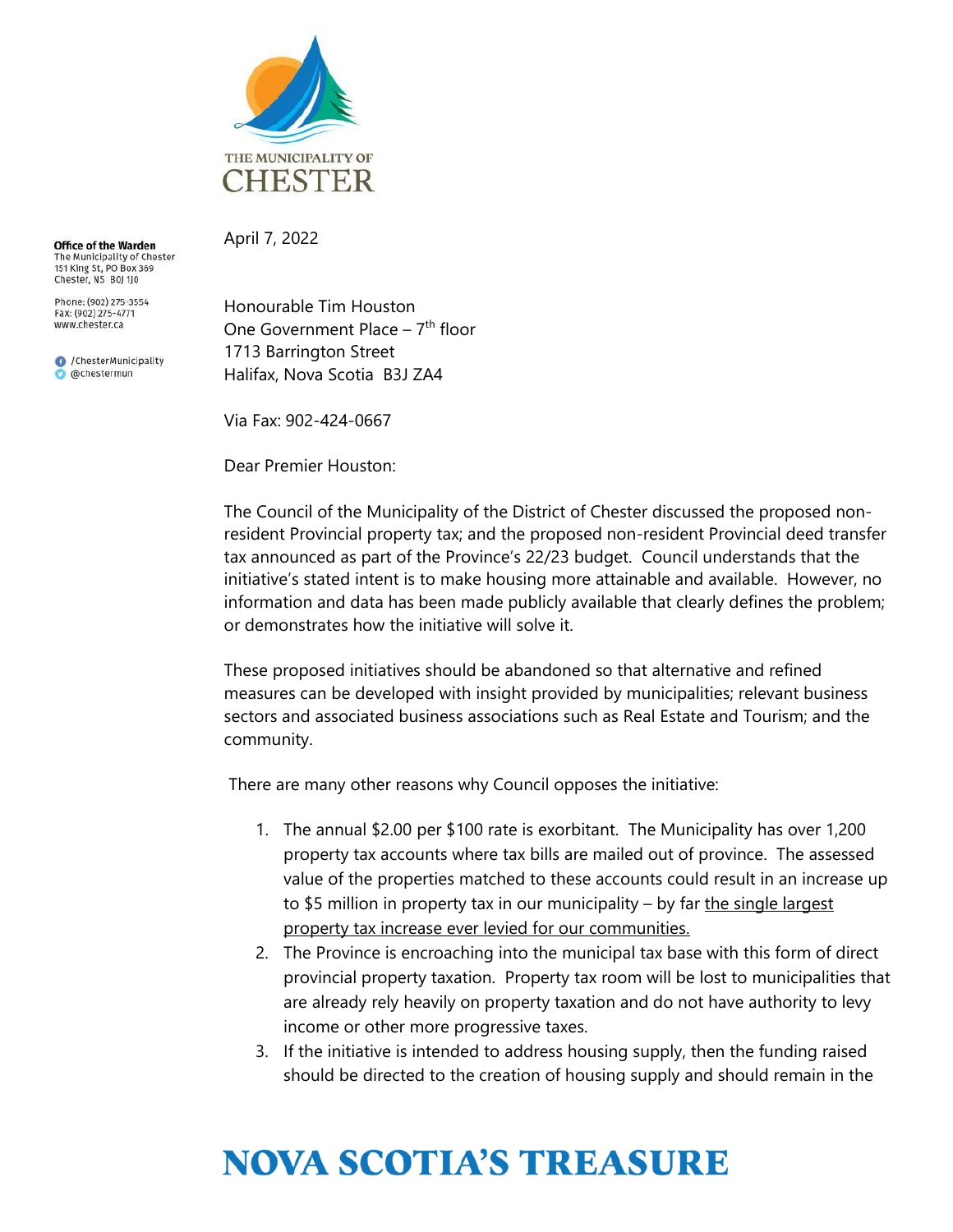THE MUNICIPALITY OF CHESTER

**Office of the Warden**
The Municipality of Chester
151 King St, PO Box 369
Chester, NS B0J 1J0

Phone: (902) 275-3554
Fax: (902) 275-4771
www.chester.ca

/ChesterMunicipality
@chestermun

April 7, 2022

Honourable Tim Houston
One Government Place – 7th floor
1713 Barrington Street
Halifax, Nova Scotia B3J ZA4

Via Fax: 902-424-0667

Dear Premier Houston:

The Council of the Municipality of the District of Chester discussed the proposed non-resident Provincial property tax; and the proposed non-resident Provincial deed transfer tax announced as part of the Province's 22/23 budget. Council understands that the initiative's stated intent is to make housing more attainable and available. However, no information and data has been made publicly available that clearly defines the problem; or demonstrates how the initiative will solve it.

These proposed initiatives should be abandoned so that alternative and refined measures can be developed with insight provided by municipalities; relevant business sectors and associated business associations such as Real Estate and Tourism; and the community.

There are many other reasons why Council opposes the initiative:

1. The annual $2.00 per $100 rate is exorbitant. The Municipality has over 1,200 property tax accounts where tax bills are mailed out of province. The assessed value of the properties matched to these accounts could result in an increase up to $5 million in property tax in our municipality – by far <u>the single largest property tax increase ever levied for our communities.</u>
2. The Province is encroaching into the municipal tax base with this form of direct provincial property taxation. Property tax room will be lost to municipalities that are already rely heavily on property taxation and do not have authority to levy income or other more progressive taxes.
3. If the initiative is intended to address housing supply, then the funding raised should be directed to the creation of housing supply and should remain in the

NOVA SCOTIA'S TREASURE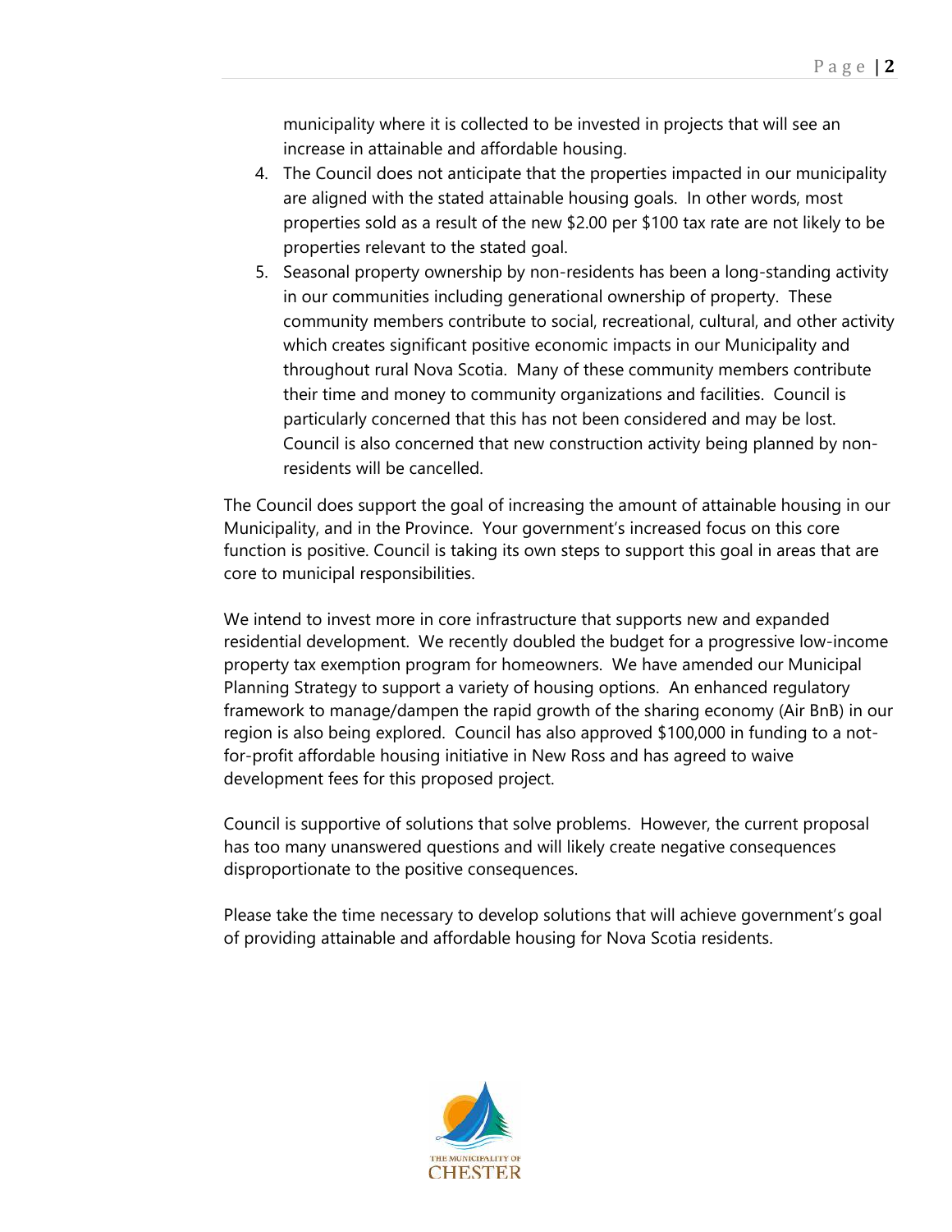municipality where it is collected to be invested in projects that will see an increase in attainable and affordable housing.

4. The Council does not anticipate that the properties impacted in our municipality are aligned with the stated attainable housing goals. In other words, most properties sold as a result of the new $2.00 per $100 tax rate are not likely to be properties relevant to the stated goal.
5. Seasonal property ownership by non-residents has been a long-standing activity in our communities including generational ownership of property. These community members contribute to social, recreational, cultural, and other activity which creates significant positive economic impacts in our Municipality and throughout rural Nova Scotia. Many of these community members contribute their time and money to community organizations and facilities. Council is particularly concerned that this has not been considered and may be lost. Council is also concerned that new construction activity being planned by non-residents will be cancelled.

The Council does support the goal of increasing the amount of attainable housing in our Municipality, and in the Province. Your government's increased focus on this core function is positive. Council is taking its own steps to support this goal in areas that are core to municipal responsibilities.

We intend to invest more in core infrastructure that supports new and expanded residential development. We recently doubled the budget for a progressive low-income property tax exemption program for homeowners. We have amended our Municipal Planning Strategy to support a variety of housing options. An enhanced regulatory framework to manage/dampen the rapid growth of the sharing economy (Air BnB) in our region is also being explored. Council has also approved $100,000 in funding to a not-for-profit affordable housing initiative in New Ross and has agreed to waive development fees for this proposed project.

Council is supportive of solutions that solve problems. However, the current proposal has too many unanswered questions and will likely create negative consequences disproportionate to the positive consequences.

Please take the time necessary to develop solutions that will achieve government's goal of providing attainable and affordable housing for Nova Scotia residents.

THE MUNICIPALITY OF CHESTER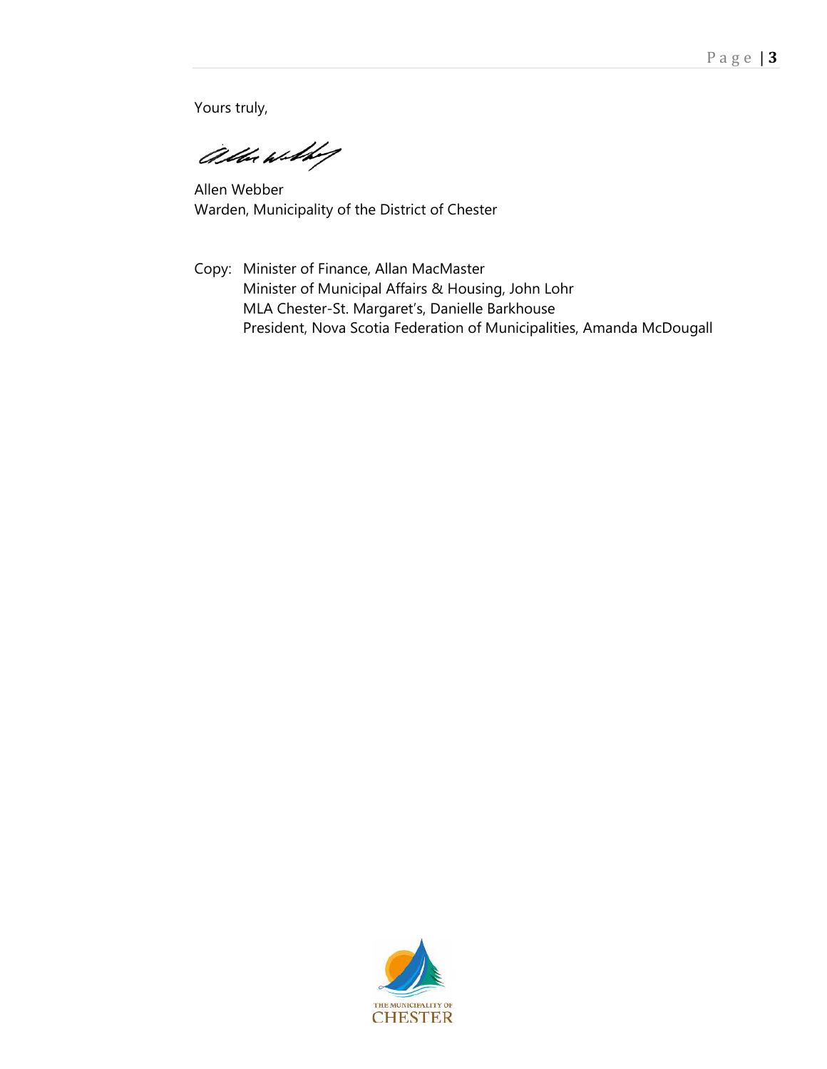Yours truly,

Allen Webber
Warden, Municipality of the District of Chester

Copy: Minister of Finance, Allan MacMaster
Minister of Municipal Affairs & Housing, John Lohr
MLA Chester-St. Margaret's, Danielle Barkhouse
President, Nova Scotia Federation of Municipalities, Amanda McDougall

THE MUNICIPALITY OF
CHESTER